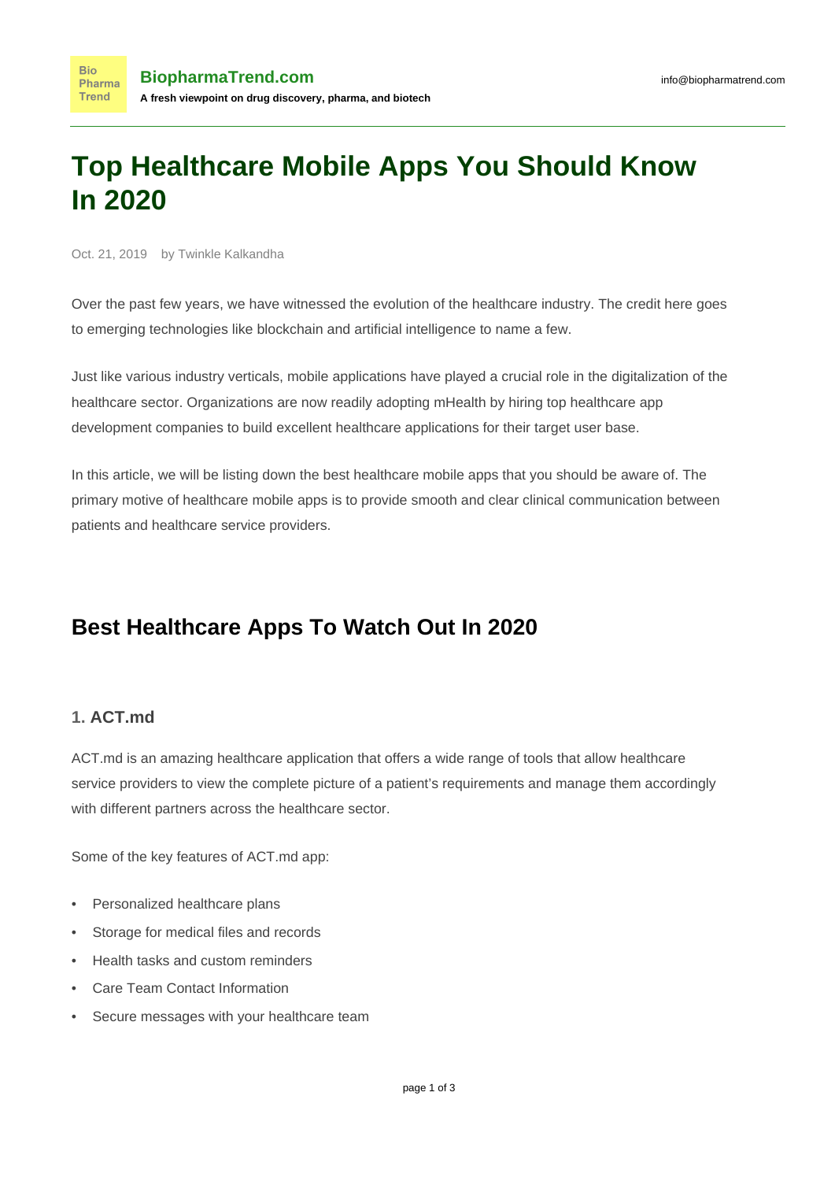# Top Healthcare Mobile Apps You Should Know In 2020

Oct. 21, 2019 by Twinkle Kalkandha

Over the past few years, we have witnessed the evolution of the healthcare industry. The credit here goes to emerging technologies like blockchain and artificial intelligence to name a few.

Just like various industry verticals, mobile applications have played a crucial role in the digitalization of the healthcare sector. Organizations are now readily adopting mHealth by hiring top healthcare app development companies to build excellent healthcare applications for their target user base.

In this article, we will be listing down the best healthcare mobile apps that you should be aware of. The primary motive of healthcare mobile apps is to provide smooth and clear clinical communication between patients and healthcare service providers.

## Best Healthcare Apps To Watch Out In 2020

### 1. ACT.md

ACT.md is an amazing healthcare application that offers a wide range of tools that allow healthcare service providers to view the complete picture of a patient's requirements and manage them accordingly with different partners across the healthcare sector.

Some of the key features of ACT.md app:

- Personalized healthcare plans
- Storage for medical files and records
- Health tasks and custom reminders
- Care Team Contact Information
- Secure messages with your healthcare team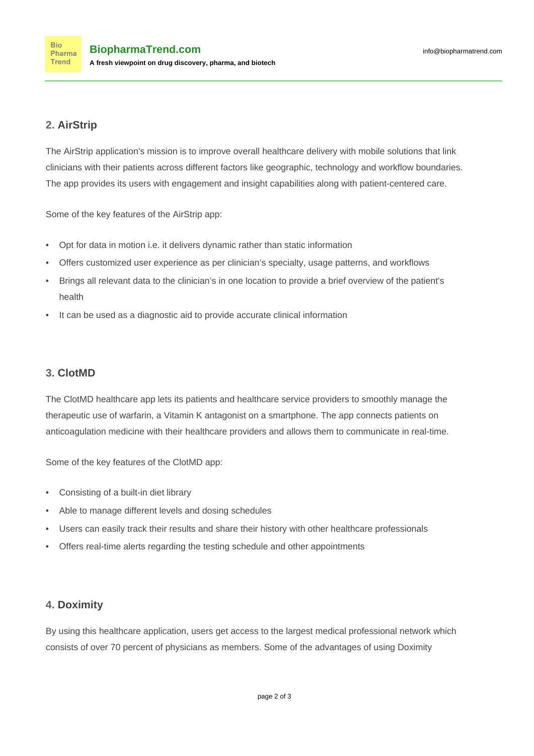## 2. AirStrip

The AirStrip application's mission is to improve overall healthcare delivery with mobile solutions that link clinicians with their patients across different factors like geographic, technology and workflow boundaries. The app provides its users with engagement and insight capabilities along with patient-centered care.

Some of the key features of the AirStrip app:

- Opt for data in motion i.e. it delivers dynamic rather than static information
- Offers customized user experience as per clinician's specialty, usage patterns, and workflows
- Brings all relevant data to the clinician's in one location to provide a brief overview of the patient's health
- It can be used as a diagnostic aid to provide accurate clinical information

## 3. ClotMD

The ClotMD healthcare app lets its patients and healthcare service providers to smoothly manage the therapeutic use of warfarin, a Vitamin K antagonist on a smartphone. The app connects patients on anticoagulation medicine with their healthcare providers and allows them to communicate in real-time.

Some of the key features of the ClotMD app:

- Consisting of a built-in diet library
- Able to manage different levels and dosing schedules
- Users can easily track their results and share their history with other healthcare professionals
- Offers real-time alerts regarding the testing schedule and other appointments

## 4. Doximity

By using this healthcare application, users get access to the largest medical professional network which consists of over 70 percent of physicians as members. Some of the advantages of using Doximity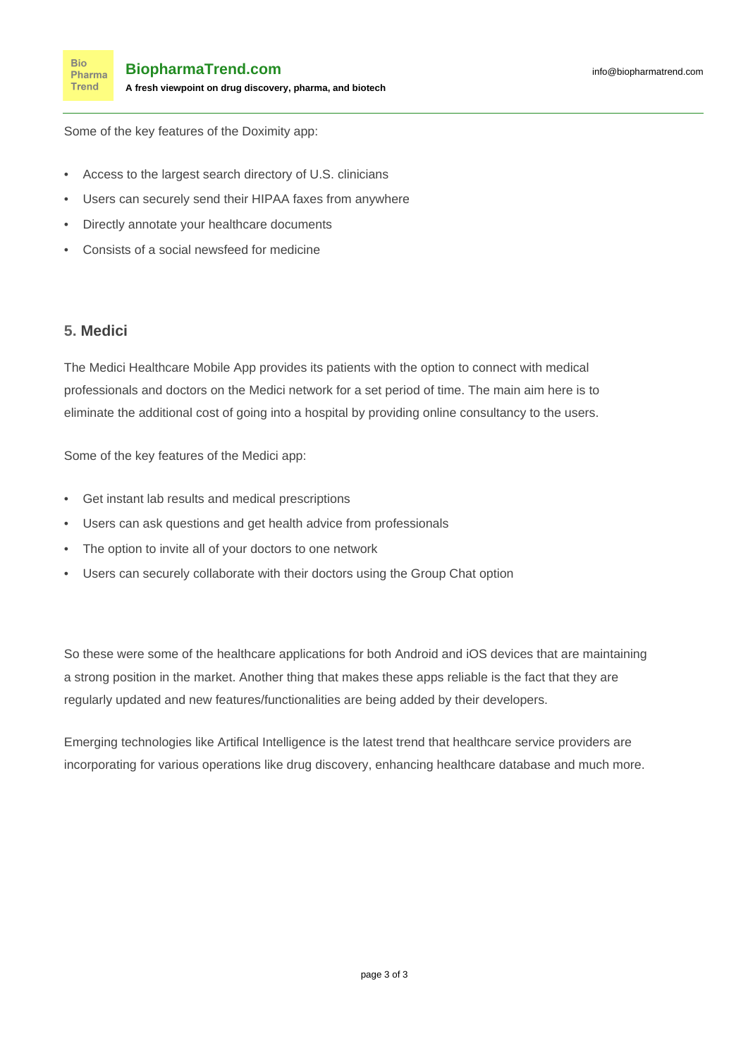Some of the key features of the Doximity app:

- Access to the largest search directory of U.S. clinicians
- Users can securely send their HIPAA faxes from anywhere
- Directly annotate your healthcare documents
- Consists of a social newsfeed for medicine

### 5. Medici

The Medici Healthcare Mobile App provides its patients with the option to connect with medical professionals and doctors on the Medici network for a set period of time. The main aim here is to eliminate the additional cost of going into a hospital by providing online consultancy to the users.

Some of the key features of the Medici app:

- Get instant lab results and medical prescriptions
- Users can ask questions and get health advice from professionals
- The option to invite all of your doctors to one network
- Users can securely collaborate with their doctors using the Group Chat option

So these were some of the healthcare applications for both Android and iOS devices that are maintaining a strong position in the market. Another thing that makes these apps reliable is the fact that they are regularly updated and new features/functionalities are being added by their developers.

Emerging technologies like Artifical Intelligence is the latest trend that healthcare service providers are incorporating for various operations like drug discovery, enhancing healthcare database and much more.